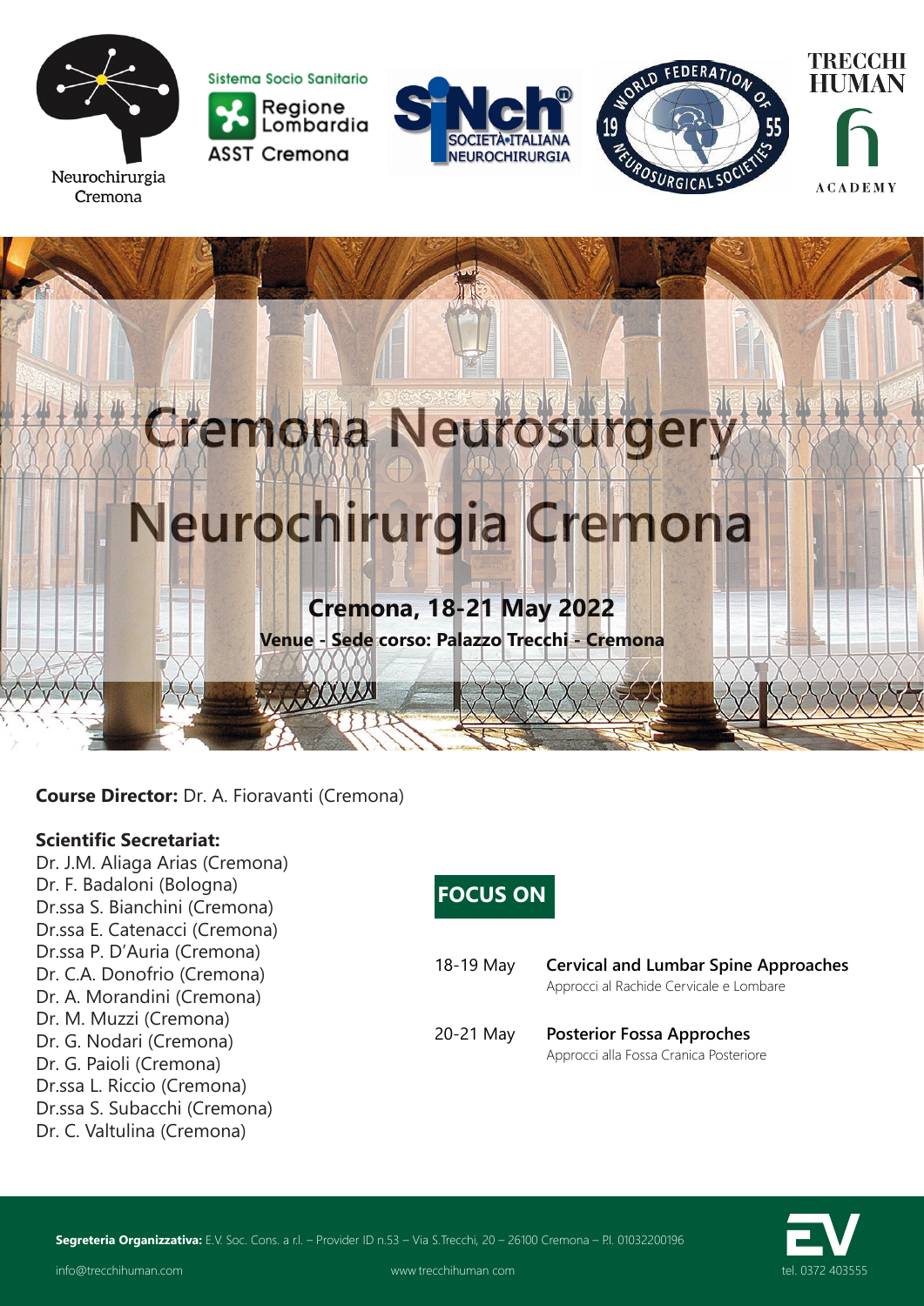Neurochirurgia Cremona

Sistema Socio Sanitario Regione Lombardia ASST Cremona

SINch SOCIETÀ ITALIANA NEUROCHIRURGIA

World Federation of Neurosurgical Societies 1955

TRECCHI HUMAN ACADEMY

# Cremona Neurosurgery

# Neurochirurgia Cremona

**Cremona, 18-21 May 2022**

**Venue - Sede corso: Palazzo Trecchi - Cremona**

**Course Director:** Dr. A. Fioravanti (Cremona)

**Scientific Secretariat:**

Dr. J.M. Aliaga Arias (Cremona)
Dr. F. Badaloni (Bologna)
Dr.ssa S. Bianchini (Cremona)
Dr.ssa E. Catenacci (Cremona)
Dr.ssa P. D'Auria (Cremona)
Dr. C.A. Donofrio (Cremona)
Dr. A. Morandini (Cremona)
Dr. M. Muzzi (Cremona)
Dr. G. Nodari (Cremona)
Dr. G. Paioli (Cremona)
Dr.ssa L. Riccio (Cremona)
Dr.ssa S. Subacchi (Cremona)
Dr. C. Valtulina (Cremona)

## FOCUS ON

18-19 May **Cervical and Lumbar Spine Approaches**
Approcci al Rachide Cervicale e Lombare

20-21 May **Posterior Fossa Approches**
Approcci alla Fossa Cranica Posteriore

**Segreteria Organizzativa:** E.V. Soc. Cons. a r.l. – Provider ID n.53 – Via S.Trecchi, 20 – 26100 Cremona – P.I. 01032200196

info@trecchihuman.com www.trecchihuman.com tel. 0372 403555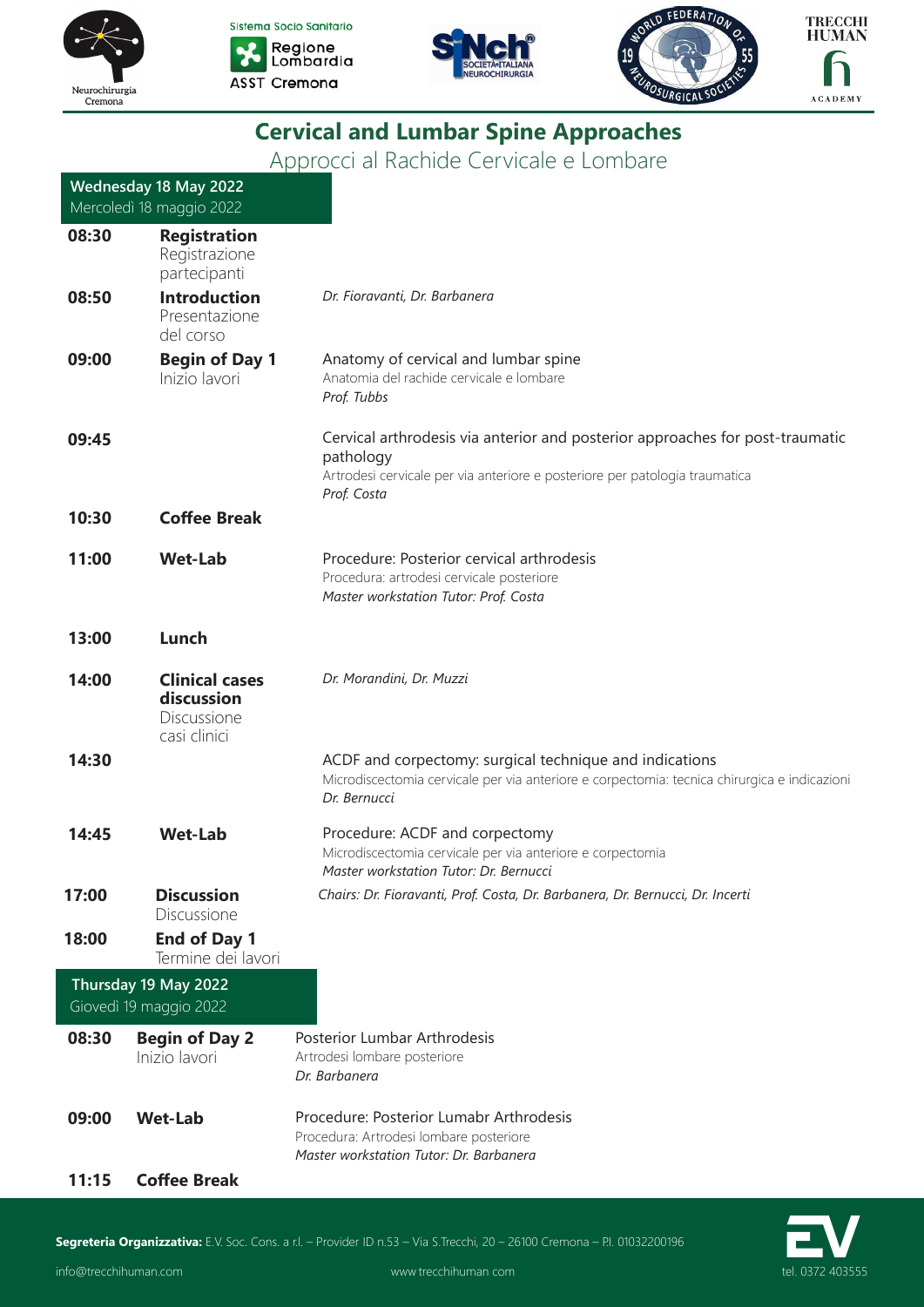## Cervical and Lumbar Spine Approaches

Approcci al Rachide Cervicale e Lombare

### Wednesday 18 May 2022
Mercoledì 18 maggio 2022

| Time | Session | Details |
|---|---|---|
| 08:30 | **Registration** Registrazione partecipanti | |
| 08:50 | **Introduction** Presentazione del corso | *Dr. Fioravanti, Dr. Barbanera* |
| 09:00 | **Begin of Day 1** Inizio lavori | Anatomy of cervical and lumbar spine<br>Anatomia del rachide cervicale e lombare<br>*Prof. Tubbs* |
| 09:45 | | Cervical arthrodesis via anterior and posterior approaches for post-traumatic pathology<br>Artrodesi cervicale per via anteriore e posteriore per patologia traumatica<br>*Prof. Costa* |
| 10:30 | **Coffee Break** | |
| 11:00 | **Wet-Lab** | Procedure: Posterior cervical arthrodesis<br>Procedura: artrodesi cervicale posteriore<br>*Master workstation Tutor: Prof. Costa* |
| 13:00 | **Lunch** | |
| 14:00 | **Clinical cases discussion** Discussione casi clinici | *Dr. Morandini, Dr. Muzzi* |
| 14:30 | | ACDF and corpectomy: surgical technique and indications<br>Microdiscectomia cervicale per via anteriore e corpectomia: tecnica chirurgica e indicazioni<br>*Dr. Bernucci* |
| 14:45 | **Wet-Lab** | Procedure: ACDF and corpectomy<br>Microdiscectomia cervicale per via anteriore e corpectomia<br>*Master workstation Tutor: Dr. Bernucci* |
| 17:00 | **Discussion** Discussione | *Chairs: Dr. Fioravanti, Prof. Costa, Dr. Barbanera, Dr. Bernucci, Dr. Incerti* |
| 18:00 | **End of Day 1** Termine dei lavori | |

### Thursday 19 May 2022
Giovedì 19 maggio 2022

| Time | Session | Details |
|---|---|---|
| 08:30 | **Begin of Day 2** Inizio lavori | Posterior Lumbar Arthrodesis<br>Artrodesi lombare posteriore<br>*Dr. Barbanera* |
| 09:00 | **Wet-Lab** | Procedure: Posterior Lumabr Arthrodesis<br>Procedura: Artrodesi lombare posteriore<br>*Master workstation Tutor: Dr. Barbanera* |
| 11:15 | **Coffee Break** | |

**Segreteria Organizzativa:** E.V. Soc. Cons. a r.l. – Provider ID n.53 – Via S.Trecchi, 20 – 26100 Cremona – P.I. 01032200196

info@trecchihuman.com www.trecchihuman.com tel. 0372 403555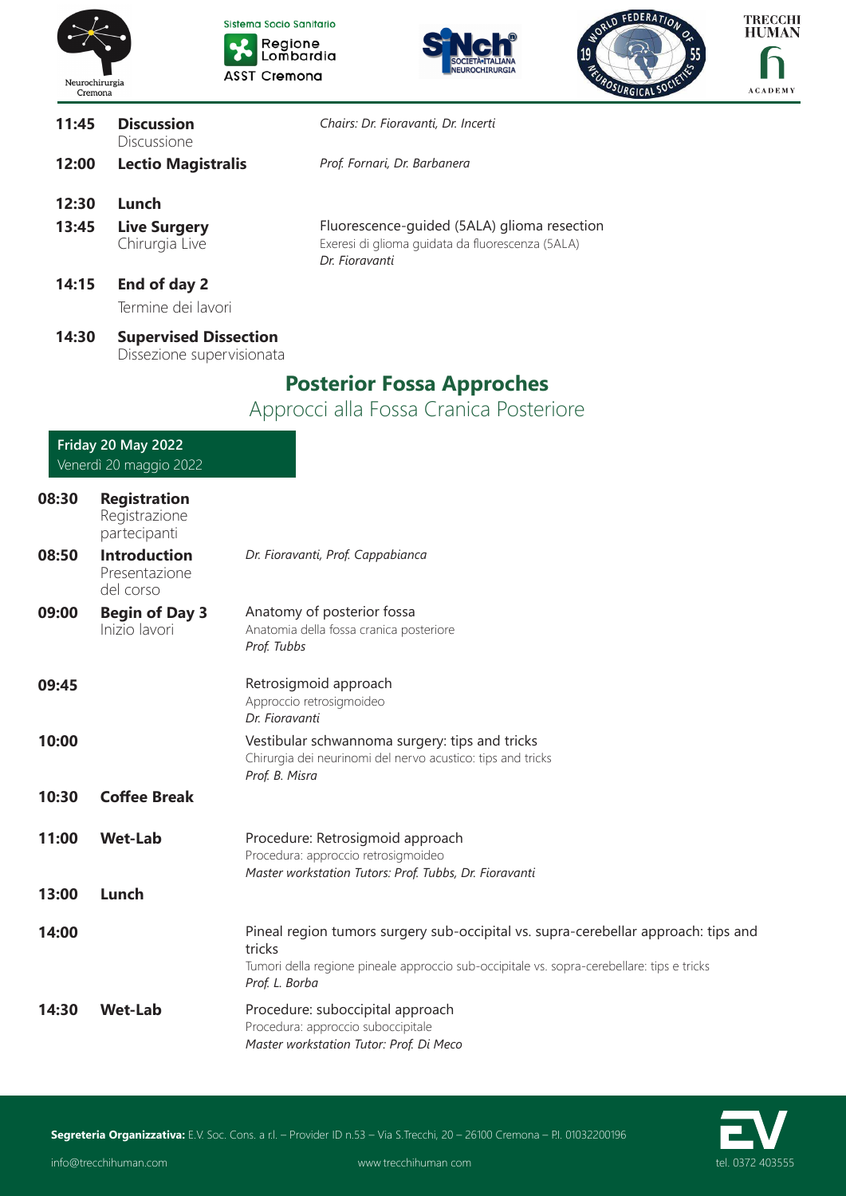| | | |
|---|---|---|
| **11:45** | **Discussion** Discussione | *Chairs: Dr. Fioravanti, Dr. Incerti* |
| **12:00** | **Lectio Magistralis** | *Prof. Fornari, Dr. Barbanera* |
| **12:30** | **Lunch** | |
| **13:45** | **Live Surgery** Chirurgia Live | Fluorescence-guided (5ALA) glioma resection<br>Exeresi di glioma guidata da fluorescenza (5ALA)<br>*Dr. Fioravanti* |
| **14:15** | **End of day 2** Termine dei lavori | |
| **14:30** | **Supervised Dissection** Dissezione supervisionata | |

## Posterior Fossa Approches

Approcci alla Fossa Cranica Posteriore

### Friday 20 May 2022
Venerdì 20 maggio 2022

| | | |
|---|---|---|
| **08:30** | **Registration** Registrazione partecipanti | |
| **08:50** | **Introduction** Presentazione del corso | *Dr. Fioravanti, Prof. Cappabianca* |
| **09:00** | **Begin of Day 3** Inizio lavori | Anatomy of posterior fossa<br>Anatomia della fossa cranica posteriore<br>*Prof. Tubbs* |
| **09:45** | | Retrosigmoid approach<br>Approccio retrosigmoideo<br>*Dr. Fioravanti* |
| **10:00** | | Vestibular schwannoma surgery: tips and tricks<br>Chirurgia dei neurinomi del nervo acustico: tips and tricks<br>*Prof. B. Misra* |
| **10:30** | **Coffee Break** | |
| **11:00** | **Wet-Lab** | Procedure: Retrosigmoid approach<br>Procedura: approccio retrosigmoideo<br>*Master workstation Tutors: Prof. Tubbs, Dr. Fioravanti* |
| **13:00** | **Lunch** | |
| **14:00** | | Pineal region tumors surgery sub-occipital vs. supra-cerebellar approach: tips and tricks<br>Tumori della regione pineale approccio sub-occipitale vs. sopra-cerebellare: tips e tricks<br>*Prof. L. Borba* |
| **14:30** | **Wet-Lab** | Procedure: suboccipital approach<br>Procedura: approccio suboccipitale<br>*Master workstation Tutor: Prof. Di Meco* |

**Segreteria Organizzativa:** E.V. Soc. Cons. a r.l. – Provider ID n.53 – Via S.Trecchi, 20 – 26100 Cremona – P.I. 01032200196

info@trecchihuman.com www.trecchihuman.com tel. 0372 403555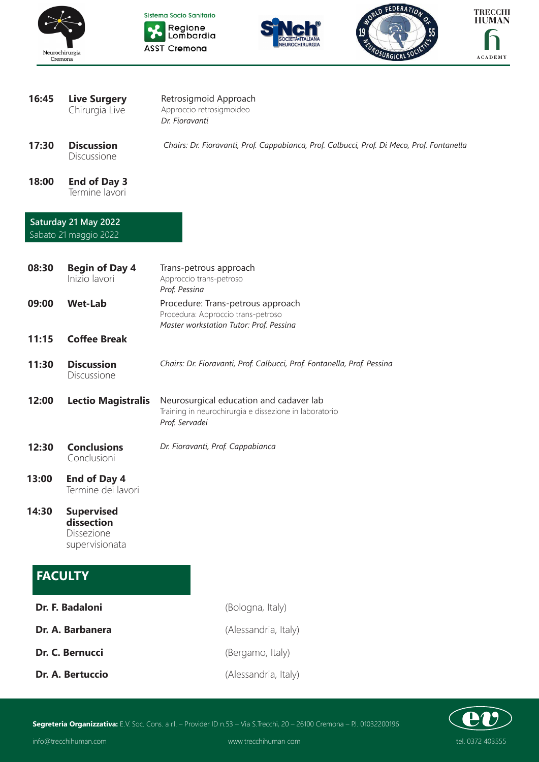| | | |
|---|---|---|
| **16:45** | **Live Surgery** Chirurgia Live | Retrosigmoid Approach<br>Approccio retrosigmoideo<br>*Dr. Fioravanti* |
| **17:30** | **Discussion** Discussione | *Chairs: Dr. Fioravanti, Prof. Cappabianca, Prof. Calbucci, Prof. Di Meco, Prof. Fontanella* |
| **18:00** | **End of Day 3** Termine lavori | |

## Saturday 21 May 2022
Sabato 21 maggio 2022

| | | |
|---|---|---|
| **08:30** | **Begin of Day 4** Inizio lavori | Trans-petrous approach<br>Approccio trans-petroso<br>*Prof. Pessina* |
| **09:00** | **Wet-Lab** | Procedure: Trans-petrous approach<br>Procedura: Approccio trans-petroso<br>*Master workstation Tutor: Prof. Pessina* |
| **11:15** | **Coffee Break** | |
| **11:30** | **Discussion** Discussione | *Chairs: Dr. Fioravanti, Prof. Calbucci, Prof. Fontanella, Prof. Pessina* |
| **12:00** | **Lectio Magistralis** | Neurosurgical education and cadaver lab<br>Training in neurochirurgia e dissezione in laboratorio<br>*Prof. Servadei* |
| **12:30** | **Conclusions** Conclusioni | *Dr. Fioravanti, Prof. Cappabianca* |
| **13:00** | **End of Day 4** Termine dei lavori | |
| **14:30** | **Supervised dissection** Dissezione supervisionata | |

## FACULTY

| | |
|---|---|
| **Dr. F. Badaloni** | (Bologna, Italy) |
| **Dr. A. Barbanera** | (Alessandria, Italy) |
| **Dr. C. Bernucci** | (Bergamo, Italy) |
| **Dr. A. Bertuccio** | (Alessandria, Italy) |

**Segreteria Organizzativa:** E.V. Soc. Cons. a r.l. – Provider ID n.53 – Via S.Trecchi, 20 – 26100 Cremona – P.I. 01032200196

info@trecchihuman.com www.trecchihuman.com tel. 0372 403555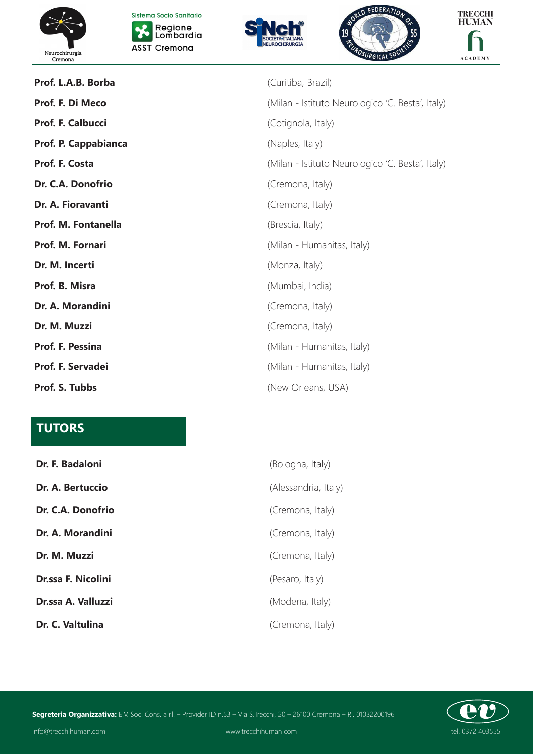**Prof. L.A.B. Borba** (Curitiba, Brazil)

**Prof. F. Di Meco** (Milan - Istituto Neurologico 'C. Besta', Italy)

**Prof. F. Calbucci** (Cotignola, Italy)

**Prof. P. Cappabianca** (Naples, Italy)

**Prof. F. Costa** (Milan - Istituto Neurologico 'C. Besta', Italy)

**Dr. C.A. Donofrio** (Cremona, Italy)

**Dr. A. Fioravanti** (Cremona, Italy)

**Prof. M. Fontanella** (Brescia, Italy)

**Prof. M. Fornari** (Milan - Humanitas, Italy)

**Dr. M. Incerti** (Monza, Italy)

**Prof. B. Misra** (Mumbai, India)

**Dr. A. Morandini** (Cremona, Italy)

**Dr. M. Muzzi** (Cremona, Italy)

**Prof. F. Pessina** (Milan - Humanitas, Italy)

**Prof. F. Servadei** (Milan - Humanitas, Italy)

**Prof. S. Tubbs** (New Orleans, USA)

## TUTORS

**Dr. F. Badaloni** (Bologna, Italy)

**Dr. A. Bertuccio** (Alessandria, Italy)

**Dr. C.A. Donofrio** (Cremona, Italy)

**Dr. A. Morandini** (Cremona, Italy)

**Dr. M. Muzzi** (Cremona, Italy)

**Dr.ssa F. Nicolini** (Pesaro, Italy)

**Dr.ssa A. Valluzzi** (Modena, Italy)

**Dr. C. Valtulina** (Cremona, Italy)

**Segreteria Organizzativa:** E.V. Soc. Cons. a r.l. – Provider ID n.53 – Via S.Trecchi, 20 – 26100 Cremona – P.I. 01032200196

info@trecchihuman.com www.trecchihuman.com tel. 0372 403555